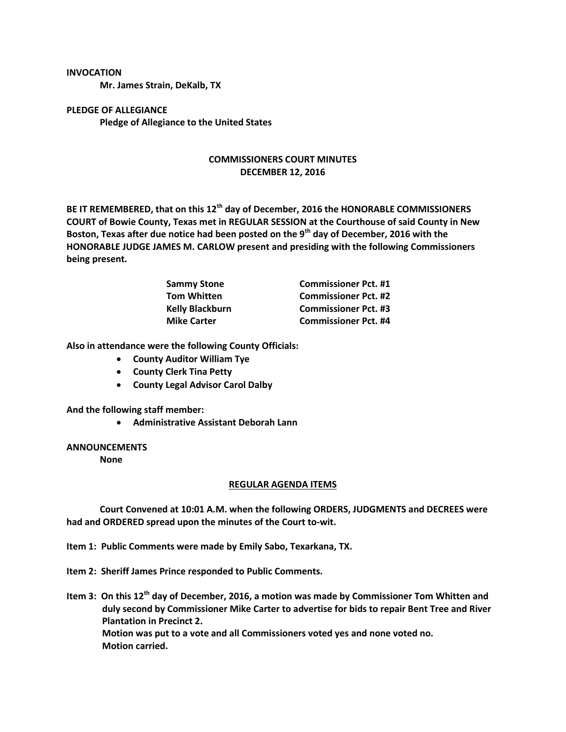**INVOCATION**

**Mr. James Strain, DeKalb, TX**

**PLEDGE OF ALLEGIANCE**

**Pledge of Allegiance to the United States**

**COMMISSIONERS COURT MINUTES**
**DECEMBER 12, 2016**

**BE IT REMEMBERED, that on this 12th day of December, 2016 the HONORABLE COMMISSIONERS COURT of Bowie County, Texas met in REGULAR SESSION at the Courthouse of said County in New Boston, Texas after due notice had been posted on the 9th day of December, 2016 with the HONORABLE JUDGE JAMES M. CARLOW present and presiding with the following Commissioners being present.**

| | |
|---|---|
| **Sammy Stone** | **Commissioner Pct. #1** |
| **Tom Whitten** | **Commissioner Pct. #2** |
| **Kelly Blackburn** | **Commissioner Pct. #3** |
| **Mike Carter** | **Commissioner Pct. #4** |

**Also in attendance were the following County Officials:**

- **County Auditor William Tye**
- **County Clerk Tina Petty**
- **County Legal Advisor Carol Dalby**

**And the following staff member:**

- **Administrative Assistant Deborah Lann**

**ANNOUNCEMENTS**

**None**

**REGULAR AGENDA ITEMS**

**Court Convened at 10:01 A.M. when the following ORDERS, JUDGMENTS and DECREES were had and ORDERED spread upon the minutes of the Court to-wit.**

**Item 1: Public Comments were made by Emily Sabo, Texarkana, TX.**

**Item 2: Sheriff James Prince responded to Public Comments.**

**Item 3: On this 12th day of December, 2016, a motion was made by Commissioner Tom Whitten and duly second by Commissioner Mike Carter to advertise for bids to repair Bent Tree and River Plantation in Precinct 2.**
**Motion was put to a vote and all Commissioners voted yes and none voted no.**
**Motion carried.**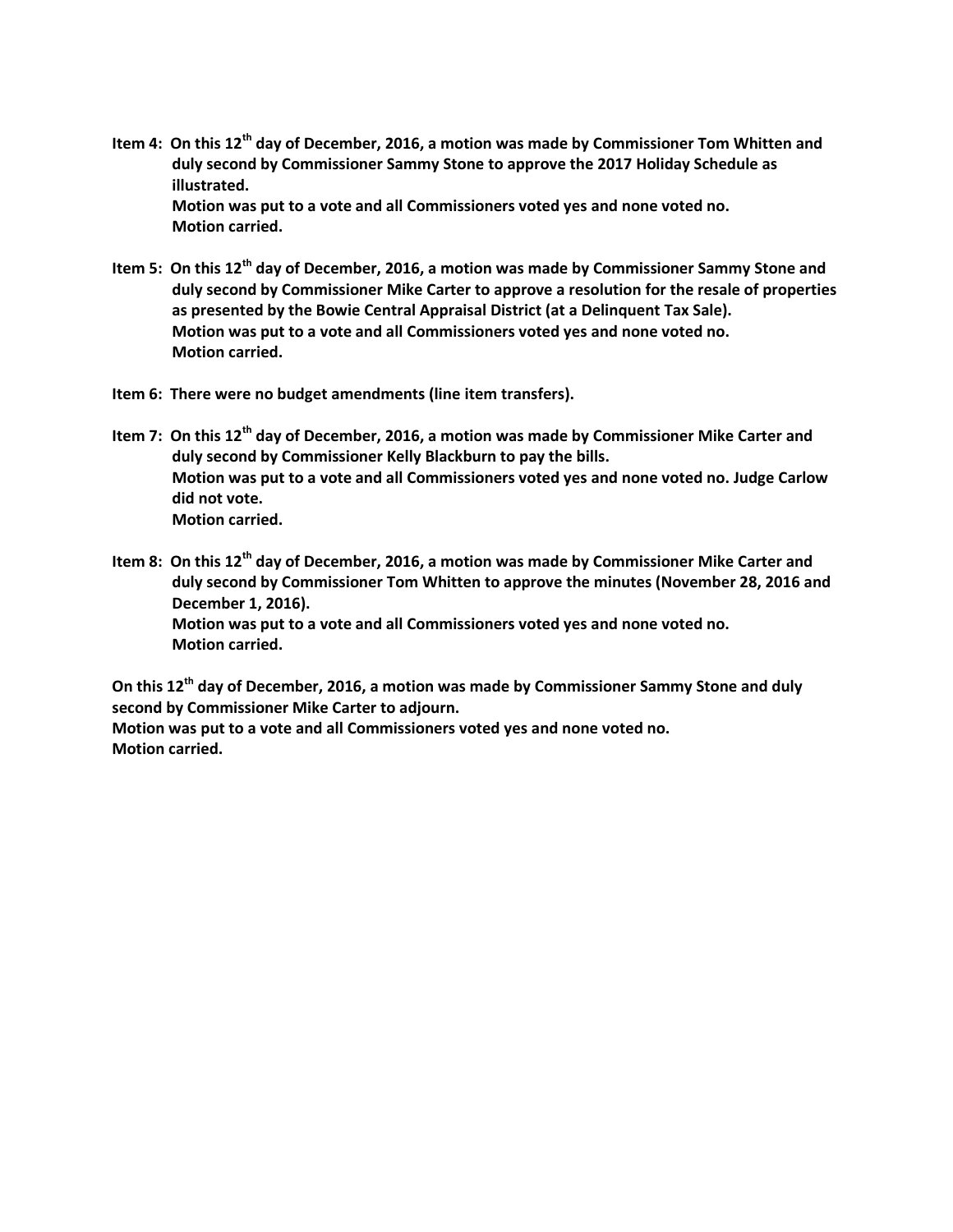**Item 4: On this 12th day of December, 2016, a motion was made by Commissioner Tom Whitten and duly second by Commissioner Sammy Stone to approve the 2017 Holiday Schedule as illustrated.**
**Motion was put to a vote and all Commissioners voted yes and none voted no.**
**Motion carried.**

**Item 5: On this 12th day of December, 2016, a motion was made by Commissioner Sammy Stone and duly second by Commissioner Mike Carter to approve a resolution for the resale of properties as presented by the Bowie Central Appraisal District (at a Delinquent Tax Sale).**
**Motion was put to a vote and all Commissioners voted yes and none voted no.**
**Motion carried.**

**Item 6: There were no budget amendments (line item transfers).**

**Item 7: On this 12th day of December, 2016, a motion was made by Commissioner Mike Carter and duly second by Commissioner Kelly Blackburn to pay the bills.**
**Motion was put to a vote and all Commissioners voted yes and none voted no. Judge Carlow did not vote.**
**Motion carried.**

**Item 8: On this 12th day of December, 2016, a motion was made by Commissioner Mike Carter and duly second by Commissioner Tom Whitten to approve the minutes (November 28, 2016 and December 1, 2016).**
**Motion was put to a vote and all Commissioners voted yes and none voted no.**
**Motion carried.**

**On this 12th day of December, 2016, a motion was made by Commissioner Sammy Stone and duly second by Commissioner Mike Carter to adjourn.**
**Motion was put to a vote and all Commissioners voted yes and none voted no.**
**Motion carried.**